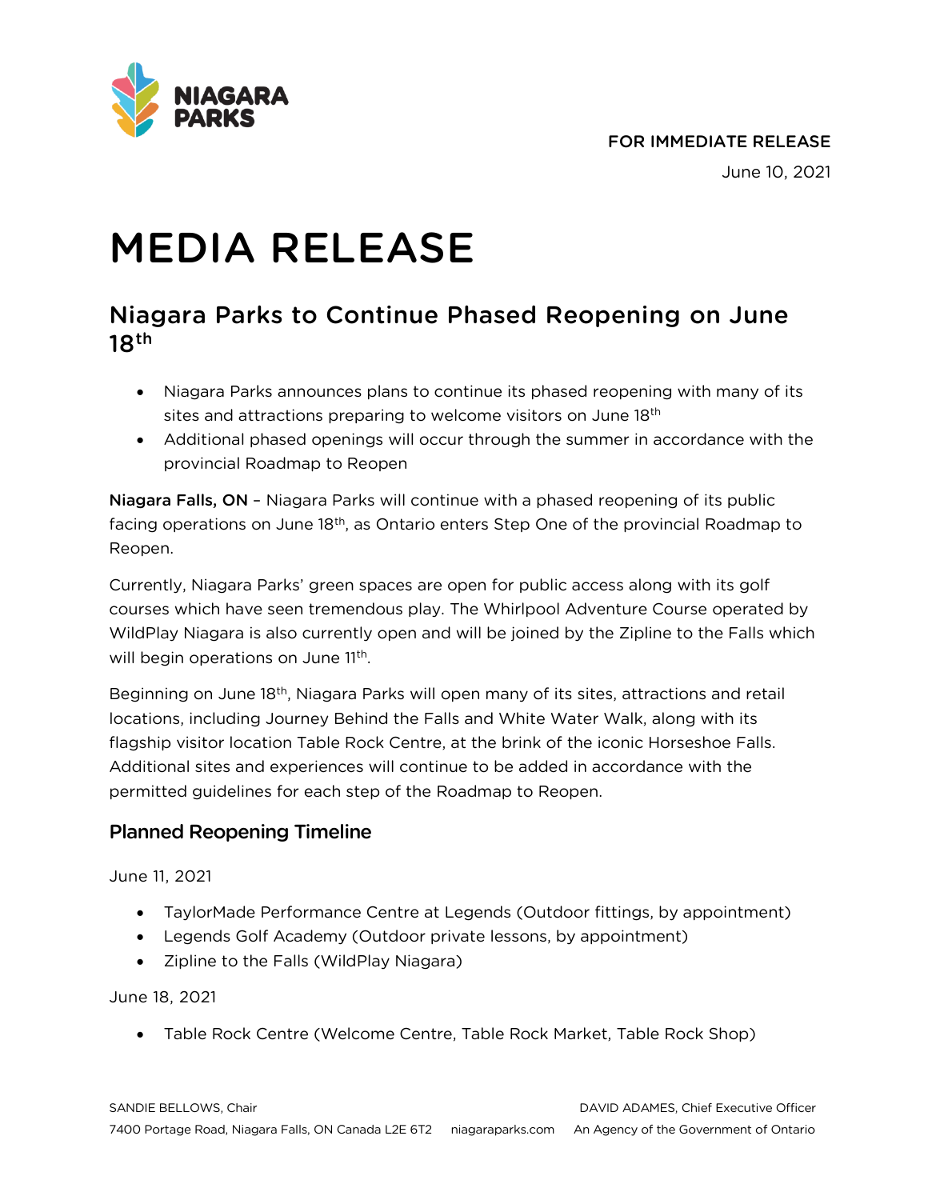FOR IMMEDIATE RELEASE

June 10, 2021

# MEDIA RELEASE

## Niagara Parks to Continue Phased Reopening on June 18th

- Niagara Parks announces plans to continue its phased reopening with many of its sites and attractions preparing to welcome visitors on June 18th
- Additional phased openings will occur through the summer in accordance with the provincial Roadmap to Reopen

**Niagara Falls, ON** – Niagara Parks will continue with a phased reopening of its public facing operations on June 18th, as Ontario enters Step One of the provincial Roadmap to Reopen.

Currently, Niagara Parks' green spaces are open for public access along with its golf courses which have seen tremendous play. The Whirlpool Adventure Course operated by WildPlay Niagara is also currently open and will be joined by the Zipline to the Falls which will begin operations on June 11th.

Beginning on June 18th, Niagara Parks will open many of its sites, attractions and retail locations, including Journey Behind the Falls and White Water Walk, along with its flagship visitor location Table Rock Centre, at the brink of the iconic Horseshoe Falls. Additional sites and experiences will continue to be added in accordance with the permitted guidelines for each step of the Roadmap to Reopen.

### Planned Reopening Timeline

June 11, 2021

- TaylorMade Performance Centre at Legends (Outdoor fittings, by appointment)
- Legends Golf Academy (Outdoor private lessons, by appointment)
- Zipline to the Falls (WildPlay Niagara)

June 18, 2021

- Table Rock Centre (Welcome Centre, Table Rock Market, Table Rock Shop)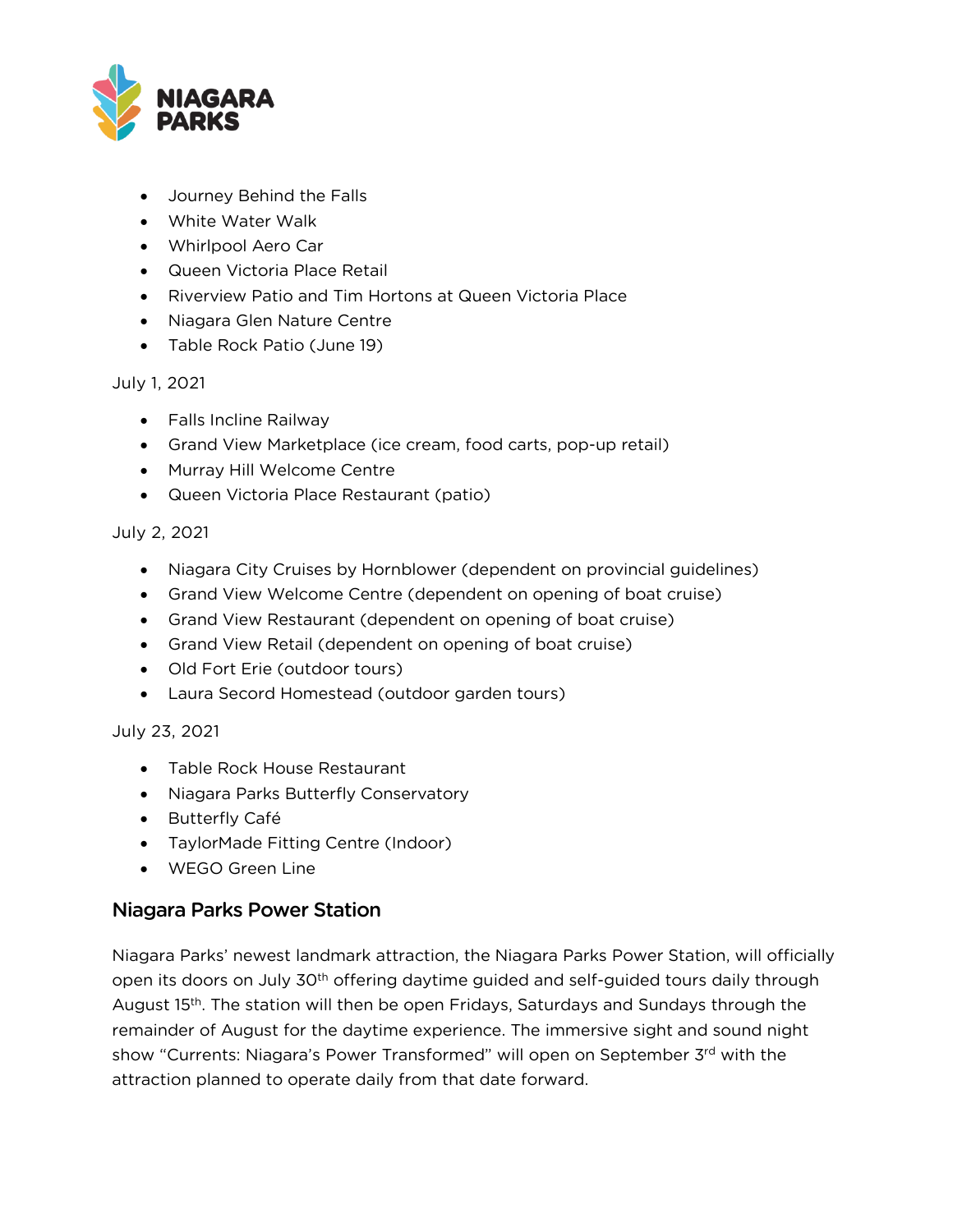- Journey Behind the Falls
- White Water Walk
- Whirlpool Aero Car
- Queen Victoria Place Retail
- Riverview Patio and Tim Hortons at Queen Victoria Place
- Niagara Glen Nature Centre
- Table Rock Patio (June 19)

July 1, 2021

- Falls Incline Railway
- Grand View Marketplace (ice cream, food carts, pop-up retail)
- Murray Hill Welcome Centre
- Queen Victoria Place Restaurant (patio)

July 2, 2021

- Niagara City Cruises by Hornblower (dependent on provincial guidelines)
- Grand View Welcome Centre (dependent on opening of boat cruise)
- Grand View Restaurant (dependent on opening of boat cruise)
- Grand View Retail (dependent on opening of boat cruise)
- Old Fort Erie (outdoor tours)
- Laura Secord Homestead (outdoor garden tours)

July 23, 2021

- Table Rock House Restaurant
- Niagara Parks Butterfly Conservatory
- Butterfly Café
- TaylorMade Fitting Centre (Indoor)
- WEGO Green Line

## Niagara Parks Power Station

Niagara Parks' newest landmark attraction, the Niagara Parks Power Station, will officially open its doors on July 30th offering daytime guided and self-guided tours daily through August 15th. The station will then be open Fridays, Saturdays and Sundays through the remainder of August for the daytime experience. The immersive sight and sound night show "Currents: Niagara's Power Transformed" will open on September 3rd with the attraction planned to operate daily from that date forward.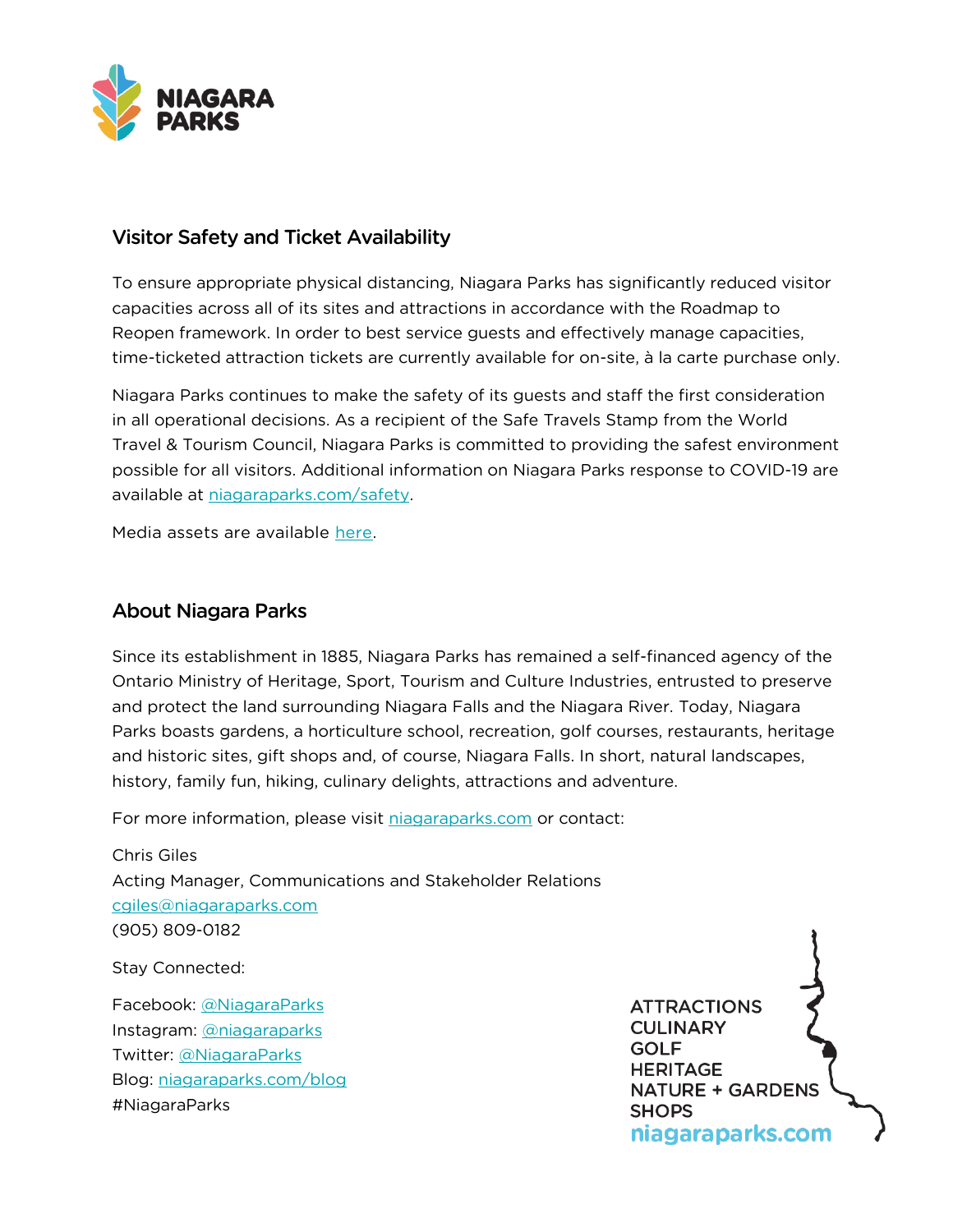## Visitor Safety and Ticket Availability

To ensure appropriate physical distancing, Niagara Parks has significantly reduced visitor capacities across all of its sites and attractions in accordance with the Roadmap to Reopen framework. In order to best service guests and effectively manage capacities, time-ticketed attraction tickets are currently available for on-site, à la carte purchase only.

Niagara Parks continues to make the safety of its guests and staff the first consideration in all operational decisions. As a recipient of the Safe Travels Stamp from the World Travel & Tourism Council, Niagara Parks is committed to providing the safest environment possible for all visitors. Additional information on Niagara Parks response to COVID-19 are available at niagaraparks.com/safety.

Media assets are available here.

## About Niagara Parks

Since its establishment in 1885, Niagara Parks has remained a self-financed agency of the Ontario Ministry of Heritage, Sport, Tourism and Culture Industries, entrusted to preserve and protect the land surrounding Niagara Falls and the Niagara River. Today, Niagara Parks boasts gardens, a horticulture school, recreation, golf courses, restaurants, heritage and historic sites, gift shops and, of course, Niagara Falls. In short, natural landscapes, history, family fun, hiking, culinary delights, attractions and adventure.

For more information, please visit niagaraparks.com or contact:

Chris Giles
Acting Manager, Communications and Stakeholder Relations
cgiles@niagaraparks.com
(905) 809-0182

Stay Connected:

Facebook: @NiagaraParks
Instagram: @niagaraparks
Twitter: @NiagaraParks
Blog: niagaraparks.com/blog
#NiagaraParks

ATTRACTIONS
CULINARY
GOLF
HERITAGE
NATURE + GARDENS
SHOPS
niagaraparks.com